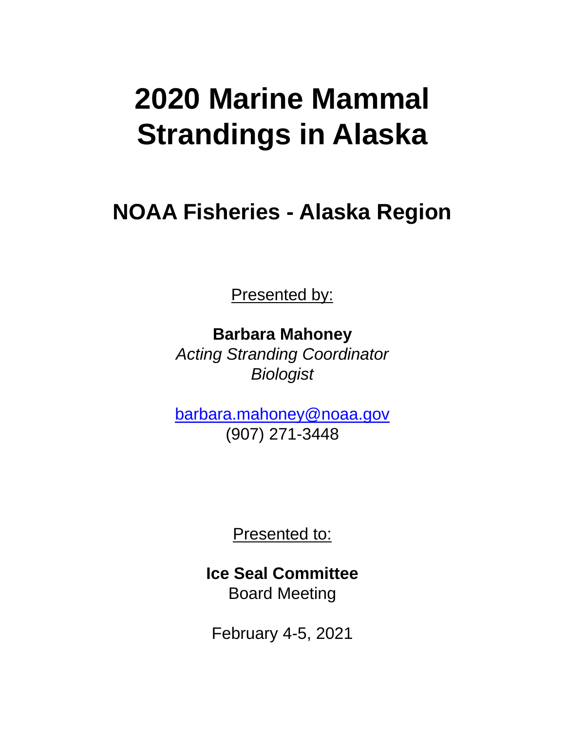# 2020 Marine Mammal Strandings in Alaska

## NOAA Fisheries - Alaska Region

Presented by:

**Barbara Mahoney**
*Acting Stranding Coordinator*
*Biologist*

barbara.mahoney@noaa.gov
(907) 271-3448

Presented to:

**Ice Seal Committee**
Board Meeting

February 4-5, 2021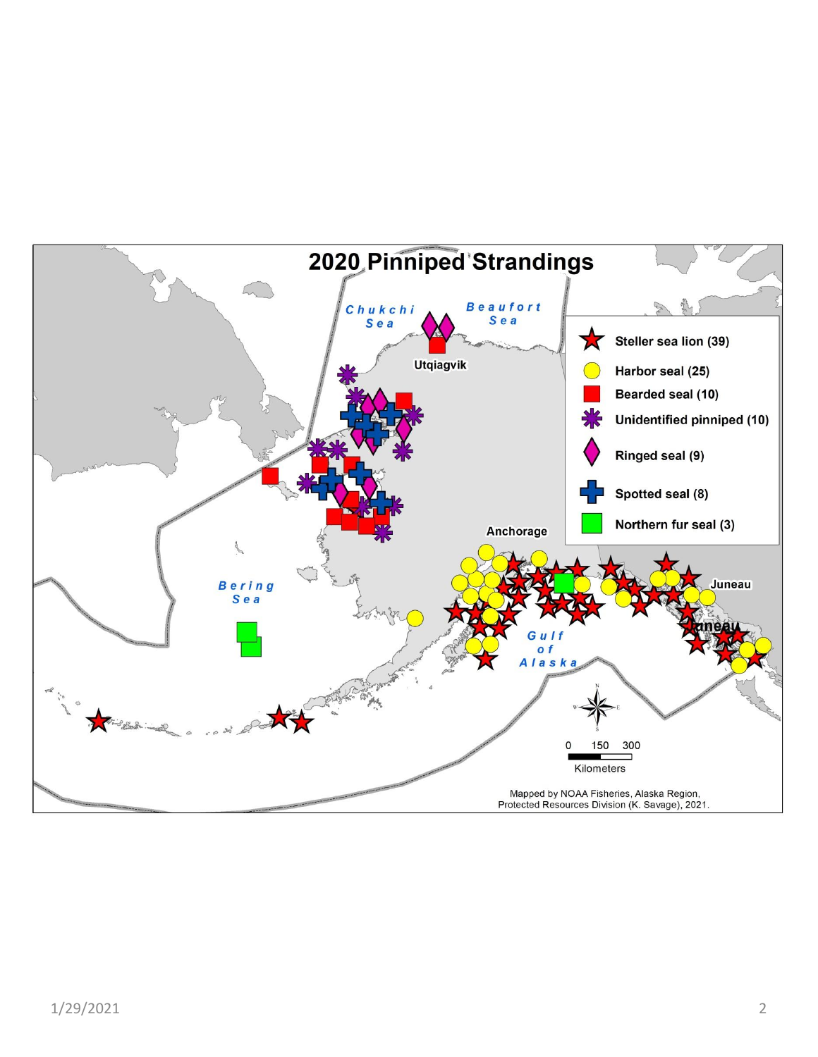# 2020 Pinniped Strandings

Chukchi Sea

Beaufort Sea

Utqiagvik

Anchorage

Juneau

Bering Sea

Gulf of Alaska

- Steller sea lion (39)
- Harbor seal (25)
- Bearded seal (10)
- Unidentified pinniped (10)
- Ringed seal (9)
- Spotted seal (8)
- Northern fur seal (3)

0 150 300

Kilometers

Mapped by NOAA Fisheries, Alaska Region, Protected Resources Division (K. Savage), 2021.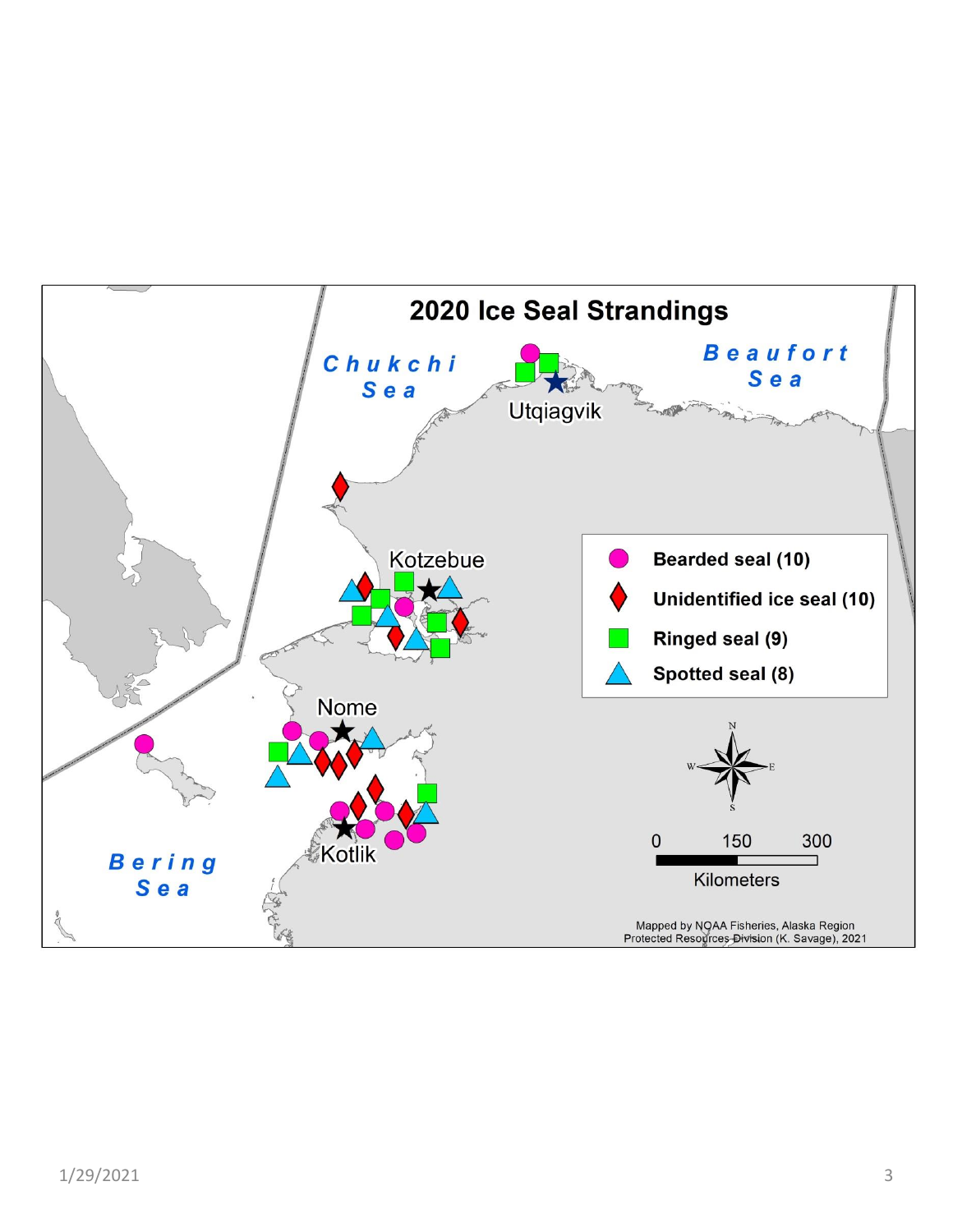# 2020 Ice Seal Strandings

Chukchi Sea

Beaufort Sea

Bering Sea

Utqiagvik

Kotzebue

Nome

Kotlik

- Bearded seal (10)
- Unidentified ice seal (10)
- Ringed seal (9)
- Spotted seal (8)

0 150 300

Kilometers

Mapped by NOAA Fisheries, Alaska Region Protected Resources Division (K. Savage), 2021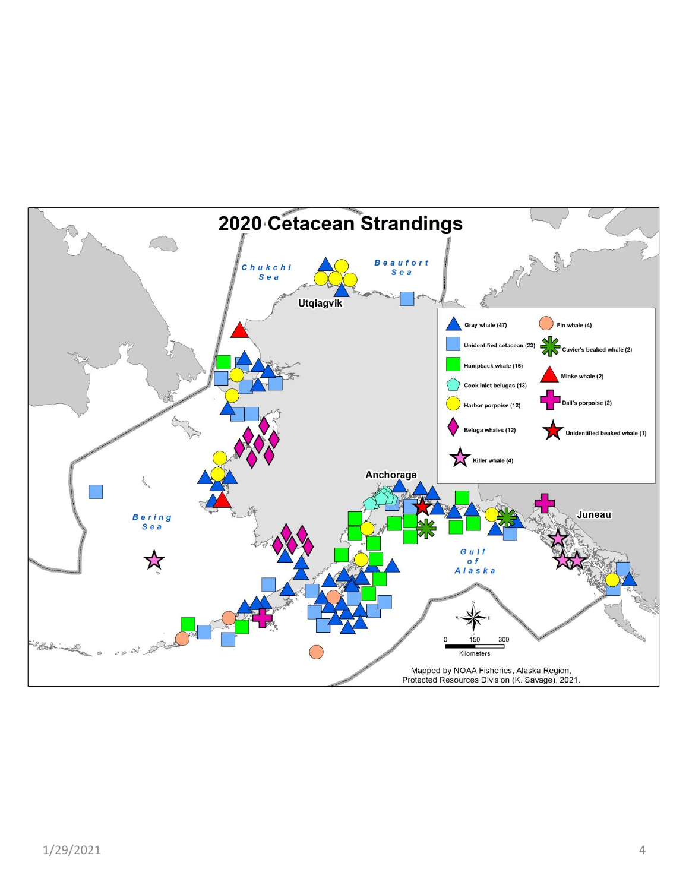# 2020 Cetacean Strandings

Chukchi Sea

Beaufort Sea

Utqiagvik

Bering Sea

Anchorage

Juneau

Gulf of Alaska

- Gray whale (47)
- Unidentified cetacean (23)
- Humpback whale (16)
- Cook Inlet belugas (13)
- Harbor porpoise (12)
- Beluga whales (12)
- Killer whale (4)
- Fin whale (4)
- Cuvier's beaked whale (2)
- Minke whale (2)
- Dall's porpoise (2)
- Unidentified beaked whale (1)

0 150 300

Kilometers

Mapped by NOAA Fisheries, Alaska Region, Protected Resources Division (K. Savage), 2021.

1/29/2021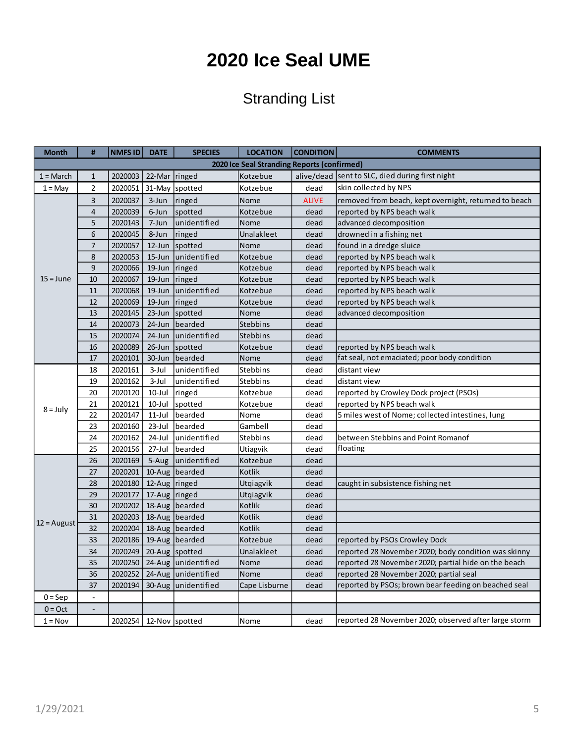# 2020 Ice Seal UME

## Stranding List

| Month | # | NMFS ID | DATE | SPECIES | LOCATION | CONDITION | COMMENTS |
|---|---|---|---|---|---|---|---|
| **2020 Ice Seal Stranding Reports (confirmed)** | | | | | | | |
| 1 = March | 1 | 2020003 | 22-Mar | ringed | Kotzebue | alive/dead | sent to SLC, died during first night |
| 1 = May | 2 | 2020051 | 31-May | spotted | Kotzebue | dead | skin collected by NPS |
| 15 = June | 3 | 2020037 | 3-Jun | ringed | Nome | ALIVE | removed from beach, kept overnight, returned to beach |
| | 4 | 2020039 | 6-Jun | spotted | Kotzebue | dead | reported by NPS beach walk |
| | 5 | 2020143 | 7-Jun | unidentified | Nome | dead | advanced decomposition |
| | 6 | 2020045 | 8-Jun | ringed | Unalakleet | dead | drowned in a fishing net |
| | 7 | 2020057 | 12-Jun | spotted | Nome | dead | found in a dredge sluice |
| | 8 | 2020053 | 15-Jun | unidentified | Kotzebue | dead | reported by NPS beach walk |
| | 9 | 2020066 | 19-Jun | ringed | Kotzebue | dead | reported by NPS beach walk |
| | 10 | 2020067 | 19-Jun | ringed | Kotzebue | dead | reported by NPS beach walk |
| | 11 | 2020068 | 19-Jun | unidentified | Kotzebue | dead | reported by NPS beach walk |
| | 12 | 2020069 | 19-Jun | ringed | Kotzebue | dead | reported by NPS beach walk |
| | 13 | 2020145 | 23-Jun | spotted | Nome | dead | advanced decomposition |
| | 14 | 2020073 | 24-Jun | bearded | Stebbins | dead | |
| | 15 | 2020074 | 24-Jun | unidentified | Stebbins | dead | |
| | 16 | 2020089 | 26-Jun | spotted | Kotzebue | dead | reported by NPS beach walk |
| | 17 | 2020101 | 30-Jun | bearded | Nome | dead | fat seal, not emaciated; poor body condition |
| 8 = July | 18 | 2020161 | 3-Jul | unidentified | Stebbins | dead | distant view |
| | 19 | 2020162 | 3-Jul | unidentified | Stebbins | dead | distant view |
| | 20 | 2020120 | 10-Jul | ringed | Kotzebue | dead | reported by Crowley Dock project (PSOs) |
| | 21 | 2020121 | 10-Jul | spotted | Kotzebue | dead | reported by NPS beach walk |
| | 22 | 2020147 | 11-Jul | bearded | Nome | dead | 5 miles west of Nome; collected intestines, lung |
| | 23 | 2020160 | 23-Jul | bearded | Gambell | dead | |
| | 24 | 2020162 | 24-Jul | unidentified | Stebbins | dead | between Stebbins and Point Romanof |
| | 25 | 2020156 | 27-Jul | bearded | Utiagvik | dead | floating |
| 12 = August | 26 | 2020169 | 5-Aug | unidentified | Kotzebue | dead | |
| | 27 | 2020201 | 10-Aug | bearded | Kotlik | dead | |
| | 28 | 2020180 | 12-Aug | ringed | Utqiagvik | dead | caught in subsistence fishing net |
| | 29 | 2020177 | 17-Aug | ringed | Utqiagvik | dead | |
| | 30 | 2020202 | 18-Aug | bearded | Kotlik | dead | |
| | 31 | 2020203 | 18-Aug | bearded | Kotlik | dead | |
| | 32 | 2020204 | 18-Aug | bearded | Kotlik | dead | |
| | 33 | 2020186 | 19-Aug | bearded | Kotzebue | dead | reported by PSOs Crowley Dock |
| | 34 | 2020249 | 20-Aug | spotted | Unalakleet | dead | reported 28 November 2020; body condition was skinny |
| | 35 | 2020250 | 24-Aug | unidentified | Nome | dead | reported 28 November 2020; partial hide on the beach |
| | 36 | 2020252 | 24-Aug | unidentified | Nome | dead | reported 28 November 2020; partial seal |
| | 37 | 2020194 | 30-Aug | unidentified | Cape Lisburne | dead | reported by PSOs; brown bear feeding on beached seal |
| 0 = Sep | - | | | | | | |
| 0 = Oct | - | | | | | | |
| 1 = Nov | | 2020254 | 12-Nov | spotted | Nome | dead | reported 28 November 2020; observed after large storm |

1/29/2021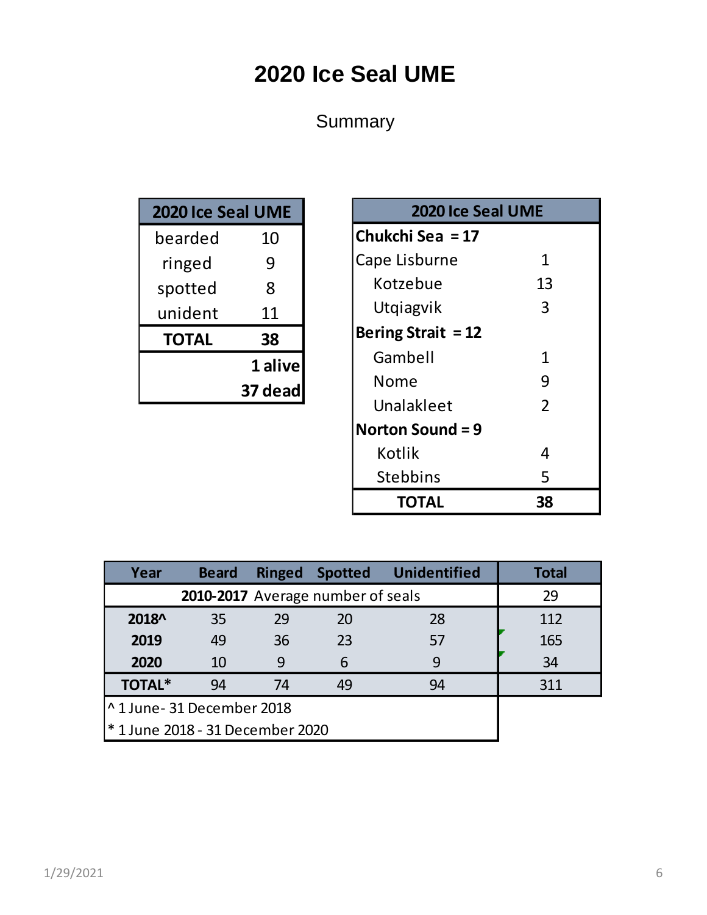# 2020 Ice Seal UME

Summary

| 2020 Ice Seal UME | |
|---|---|
| bearded | 10 |
| ringed | 9 |
| spotted | 8 |
| unident | 11 |
| **TOTAL** | **38** |
| | **1 alive** |
| | **37 dead** |

| 2020 Ice Seal UME | |
|---|---|
| **Chukchi Sea = 17** | |
| Cape Lisburne | 1 |
| Kotzebue | 13 |
| Utqiagvik | 3 |
| **Bering Strait = 12** | |
| Gambell | 1 |
| Nome | 9 |
| Unalakleet | 2 |
| **Norton Sound = 9** | |
| Kotlik | 4 |
| Stebbins | 5 |
| **TOTAL** | **38** |

| Year | Beard | Ringed | Spotted | Unidentified | Total |
|---|---|---|---|---|---|
| **2010-2017** Average number of seals | | | | | 29 |
| **2018^** | 35 | 29 | 20 | 28 | 112 |
| **2019** | 49 | 36 | 23 | 57 | 165 |
| **2020** | 10 | 9 | 6 | 9 | 34 |
| **TOTAL*** | 94 | 74 | 49 | 94 | 311 |

^ 1 June- 31 December 2018

* 1 June 2018 - 31 December 2020

1/29/2021